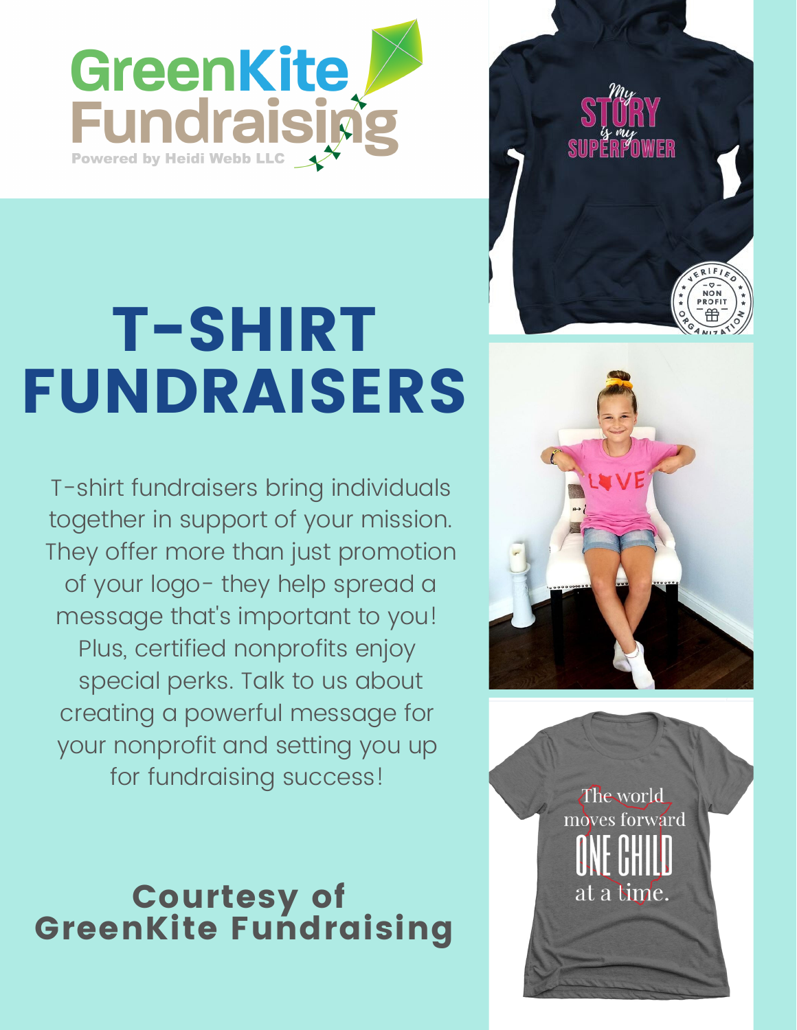GreenKite Fundraising

Powered by Heidi Webb LLC

# T-SHIRT FUNDRAISERS

T-shirt fundraisers bring individuals together in support of your mission. They offer more than just promotion of your logo- they help spread a message that's important to you! Plus, certified nonprofits enjoy special perks. Talk to us about creating a powerful message for your nonprofit and setting you up for fundraising success!

## Courtesy of GreenKite Fundraising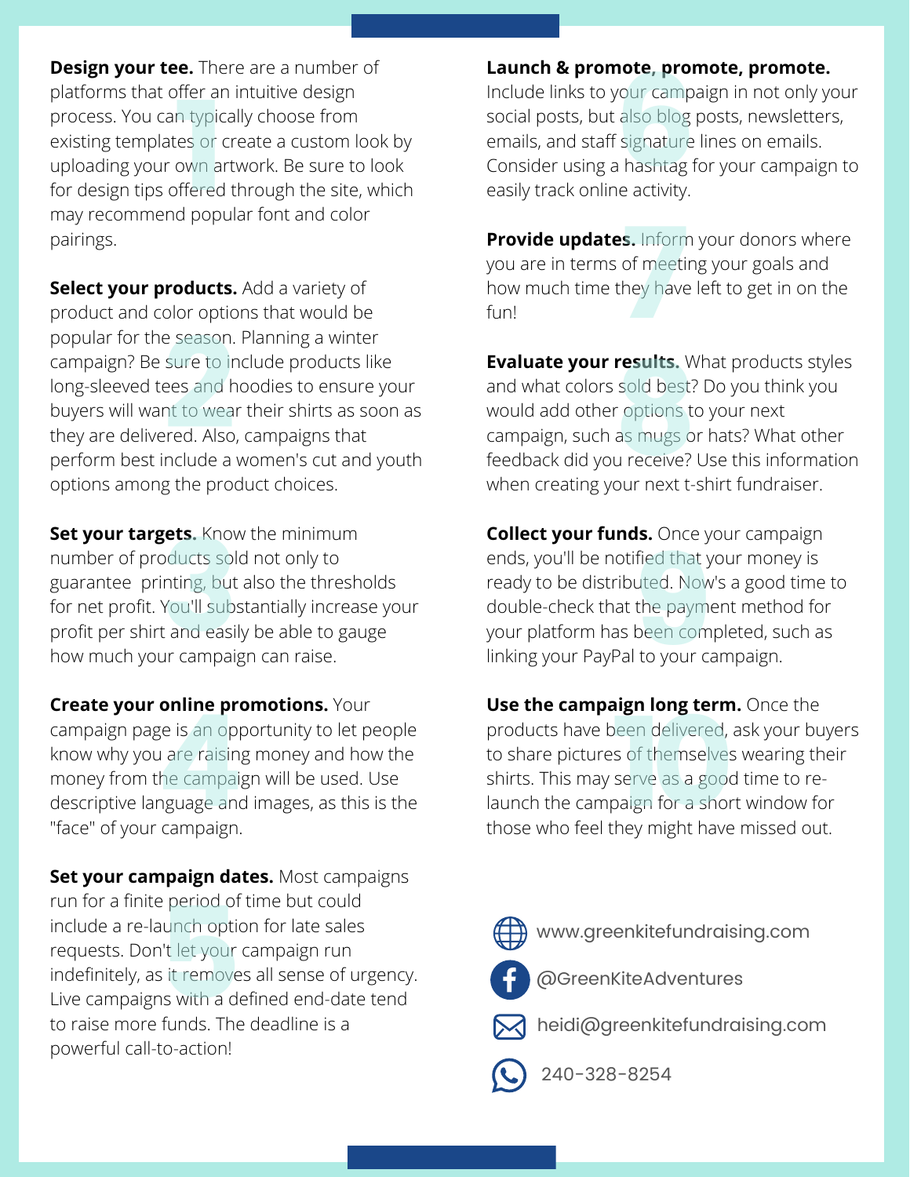**Design your tee.** There are a number of platforms that offer an intuitive design process. You can typically choose from existing templates or create a custom look by uploading your own artwork. Be sure to look for design tips offered through the site, which may recommend popular font and color pairings.

**Select your products.** Add a variety of product and color options that would be popular for the season. Planning a winter campaign? Be sure to include products like long-sleeved tees and hoodies to ensure your buyers will want to wear their shirts as soon as they are delivered. Also, campaigns that perform best include a women's cut and youth options among the product choices.

**Set your targets.** Know the minimum number of products sold not only to guarantee printing, but also the thresholds for net profit. You'll substantially increase your profit per shirt and easily be able to gauge how much your campaign can raise.

**Create your online promotions.** Your campaign page is an opportunity to let people know why you are raising money and how the money from the campaign will be used. Use descriptive language and images, as this is the "face" of your campaign.

**Set your campaign dates.** Most campaigns run for a finite period of time but could include a re-launch option for late sales requests. Don't let your campaign run indefinitely, as it removes all sense of urgency. Live campaigns with a defined end-date tend to raise more funds. The deadline is a powerful call-to-action!

**Launch & promote, promote, promote.** Include links to your campaign in not only your social posts, but also blog posts, newsletters, emails, and staff signature lines on emails. Consider using a hashtag for your campaign to easily track online activity.

**Provide updates.** Inform your donors where you are in terms of meeting your goals and how much time they have left to get in on the fun!

**Evaluate your results.** What products styles and what colors sold best? Do you think you would add other options to your next campaign, such as mugs or hats? What other feedback did you receive? Use this information when creating your next t-shirt fundraiser.

**Collect your funds.** Once your campaign ends, you'll be notified that your money is ready to be distributed. Now's a good time to double-check that the payment method for your platform has been completed, such as linking your PayPal to your campaign.

**Use the campaign long term.** Once the products have been delivered, ask your buyers to share pictures of themselves wearing their shirts. This may serve as a good time to re-launch the campaign for a short window for those who feel they might have missed out.

www.greenkitefundraising.com

@GreenKiteAdventures

heidi@greenkitefundraising.com

240-328-8254